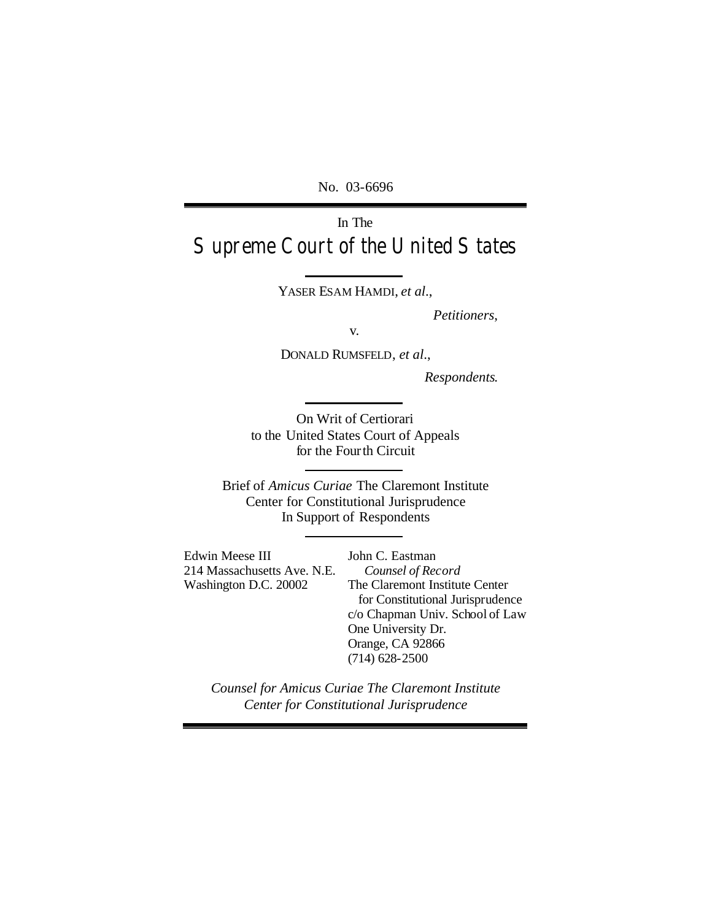No. 03-6696

---

In The

# Supreme Court of the United States

---

YASER ESAM HAMDI, *et al*.,

*Petitioners*,

v.

DONALD RUMSFELD, *et al*.,

*Respondents*.

---

On Writ of Certiorari
to the United States Court of Appeals
for the Fourth Circuit

---

Brief of *Amicus Curiae* The Claremont Institute
Center for Constitutional Jurisprudence
In Support of Respondents

---

Edwin Meese III
214 Massachusetts Ave. N.E.
Washington D.C. 20002

John C. Eastman
*Counsel of Record*
The Claremont Institute Center
for Constitutional Jurisprudence
c/o Chapman Univ. School of Law
One University Dr.
Orange, CA 92866
(714) 628-2500

*Counsel for Amicus Curiae The Claremont Institute Center for Constitutional Jurisprudence*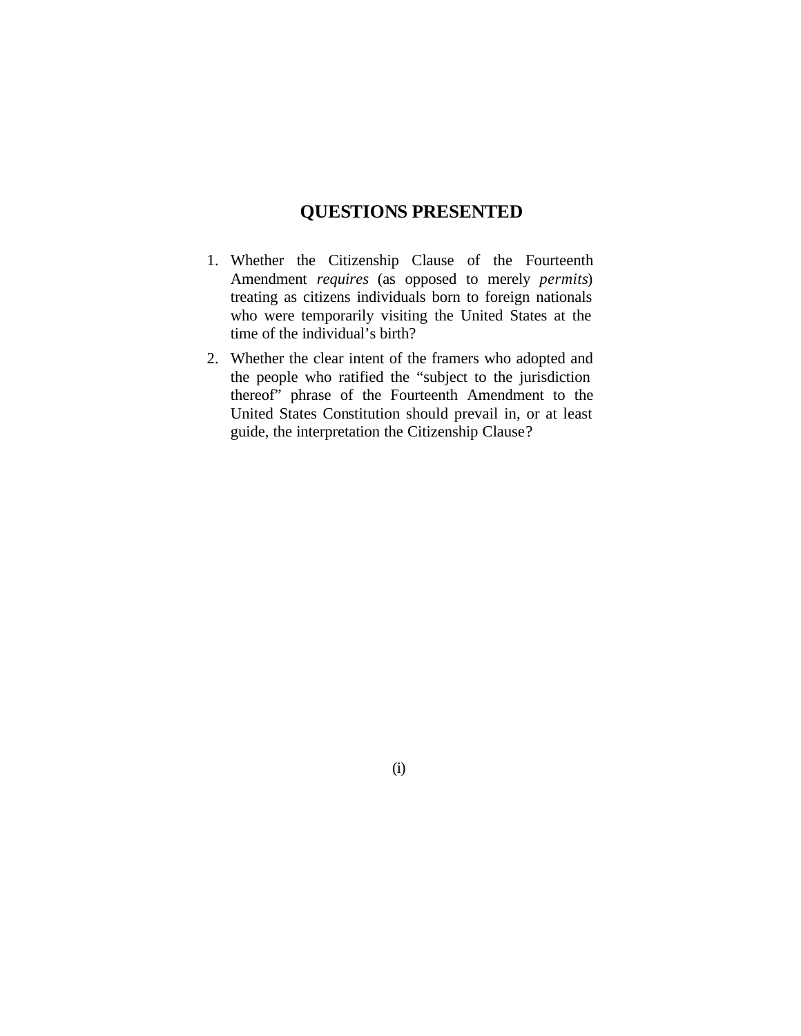## QUESTIONS PRESENTED

1. Whether the Citizenship Clause of the Fourteenth Amendment *requires* (as opposed to merely *permits*) treating as citizens individuals born to foreign nationals who were temporarily visiting the United States at the time of the individual's birth?
2. Whether the clear intent of the framers who adopted and the people who ratified the "subject to the jurisdiction thereof" phrase of the Fourteenth Amendment to the United States Constitution should prevail in, or at least guide, the interpretation the Citizenship Clause?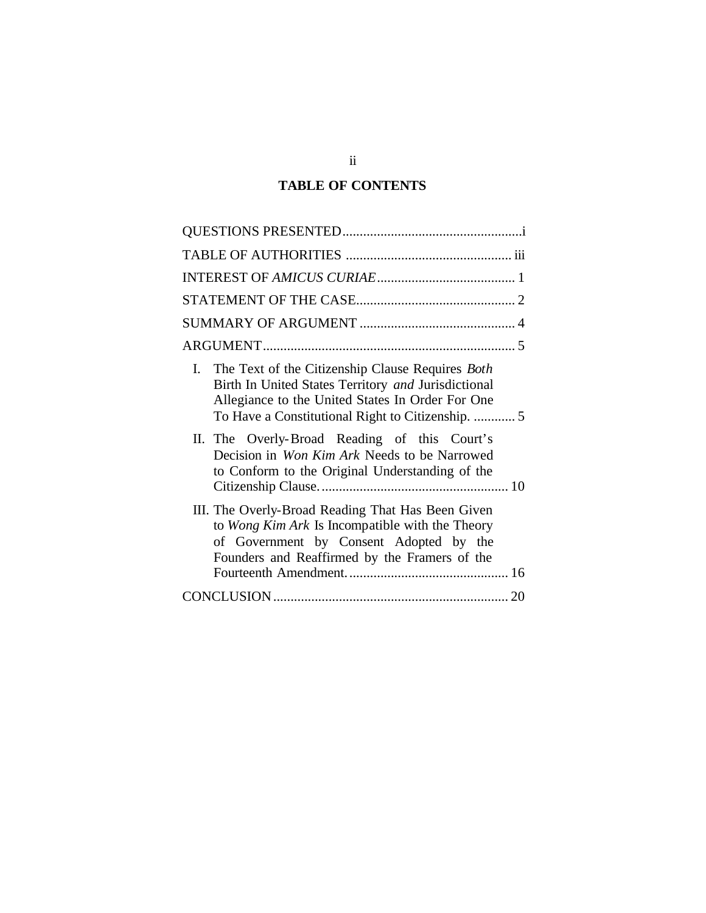## TABLE OF CONTENTS

QUESTIONS PRESENTED .................................................... i

TABLE OF AUTHORITIES ................................................ iii

INTEREST OF *AMICUS CURIAE* ........................................ 1

STATEMENT OF THE CASE .............................................. 2

SUMMARY OF ARGUMENT ............................................. 4

ARGUMENT ......................................................................... 5

I. The Text of the Citizenship Clause Requires *Both* Birth In United States Territory *and* Jurisdictional Allegiance to the United States In Order For One To Have a Constitutional Right to Citizenship. ............ 5

II. The Overly-Broad Reading of this Court's Decision in *Won Kim Ark* Needs to be Narrowed to Conform to the Original Understanding of the Citizenship Clause. ...................................................... 10

III. The Overly-Broad Reading That Has Been Given to *Wong Kim Ark* Is Incompatible with the Theory of Government by Consent Adopted by the Founders and Reaffirmed by the Framers of the Fourteenth Amendment. .............................................. 16

CONCLUSION .................................................................... 20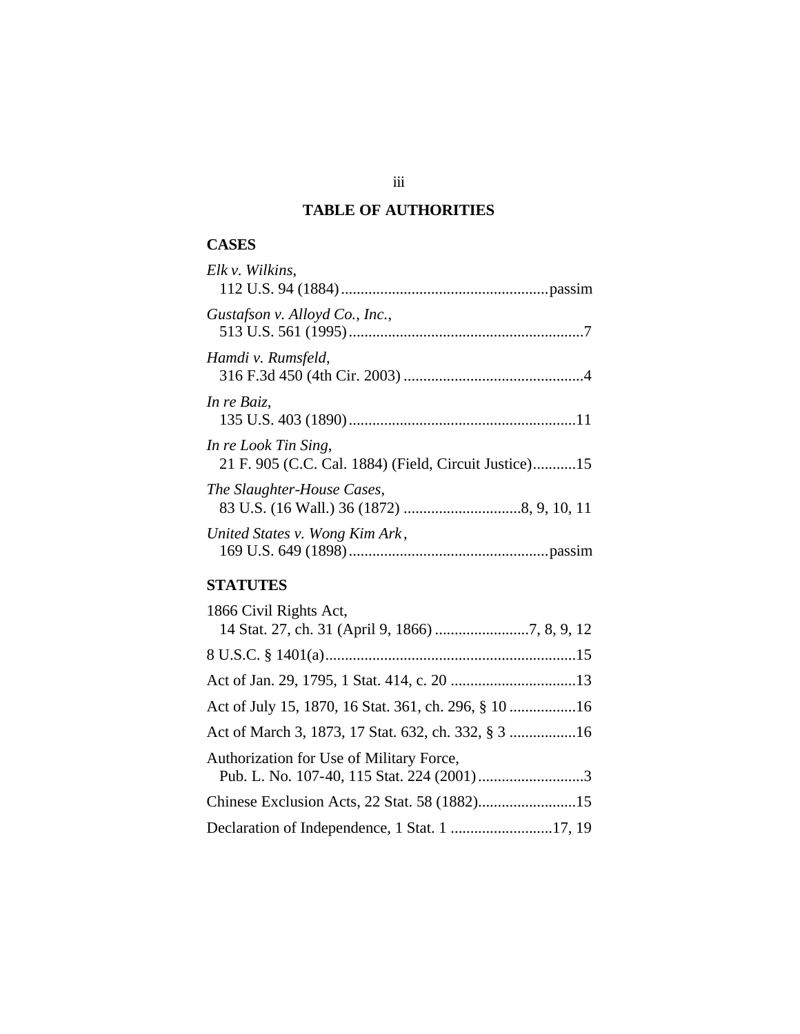## TABLE OF AUTHORITIES

### CASES

*Elk v. Wilkins*,
112 U.S. 94 (1884).....................................................passim

*Gustafson v. Alloyd Co., Inc.*,
513 U.S. 561 (1995)...........................................................7

*Hamdi v. Rumsfeld*,
316 F.3d 450 (4th Cir. 2003) .............................................4

*In re Baiz*,
135 U.S. 403 (1890).........................................................11

*In re Look Tin Sing*,
21 F. 905 (C.C. Cal. 1884) (Field, Circuit Justice)...........15

*The Slaughter-House Cases*,
83 U.S. (16 Wall.) 36 (1872) ..............................8, 9, 10, 11

*United States v. Wong Kim Ark*,
169 U.S. 649 (1898)...................................................passim

### STATUTES

1866 Civil Rights Act,
14 Stat. 27, ch. 31 (April 9, 1866) ........................7, 8, 9, 12

8 U.S.C. § 1401(a)................................................................15

Act of Jan. 29, 1795, 1 Stat. 414, c. 20 ................................13

Act of July 15, 1870, 16 Stat. 361, ch. 296, § 10 .................16

Act of March 3, 1873, 17 Stat. 632, ch. 332, § 3 .................16

Authorization for Use of Military Force,
Pub. L. No. 107-40, 115 Stat. 224 (2001)...........................3

Chinese Exclusion Acts, 22 Stat. 58 (1882).........................15

Declaration of Independence, 1 Stat. 1 ..........................17, 19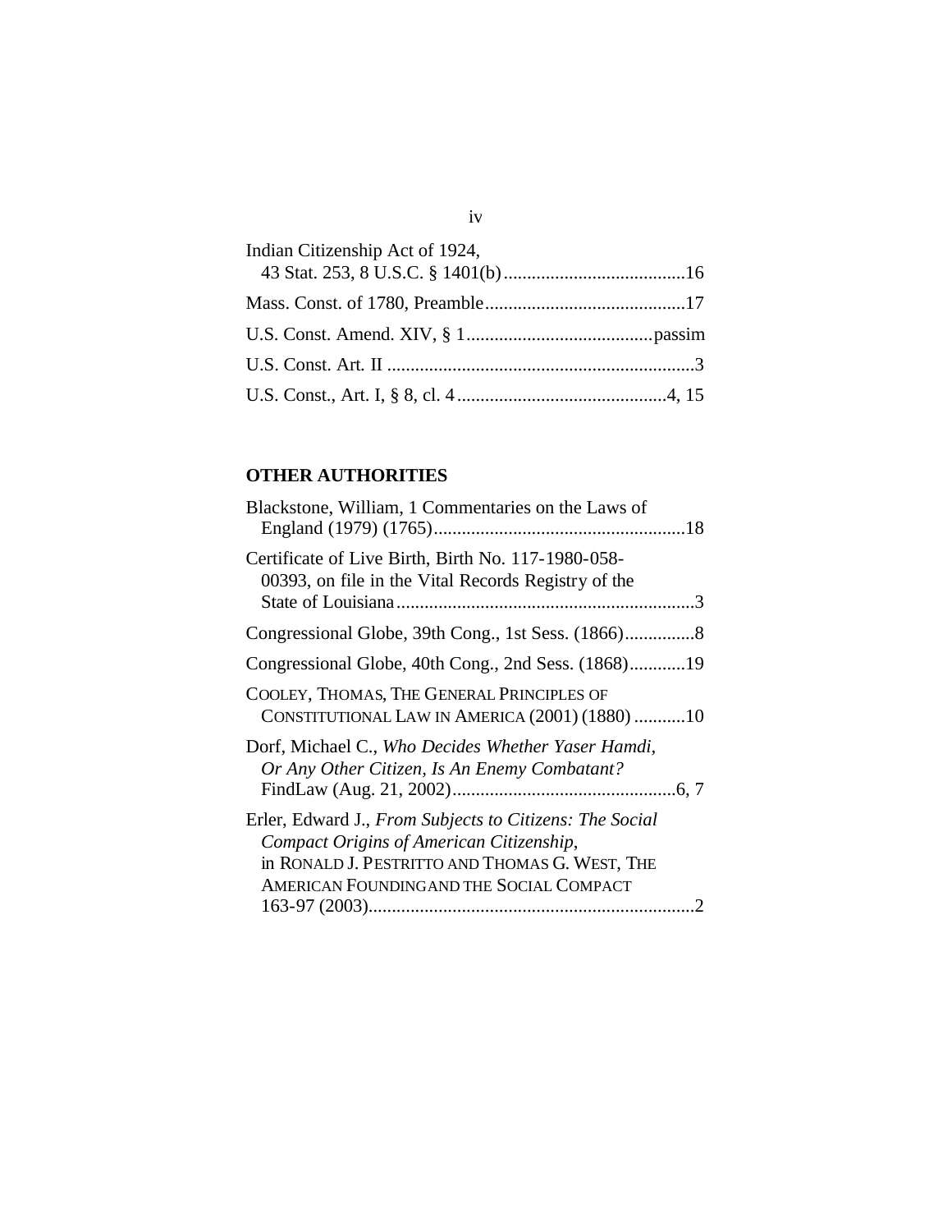Indian Citizenship Act of 1924,
43 Stat. 253, 8 U.S.C. § 1401(b) ....................................... 16

Mass. Const. of 1780, Preamble ........................................... 17

U.S. Const. Amend. XIV, § 1 ........................................ passim

U.S. Const. Art. II .................................................................. 3

U.S. Const., Art. I, § 8, cl. 4 ............................................. 4, 15

**OTHER AUTHORITIES**

Blackstone, William, 1 Commentaries on the Laws of England (1979) (1765) ...................................................... 18

Certificate of Live Birth, Birth No. 117-1980-058-00393, on file in the Vital Records Registry of the State of Louisiana ................................................................ 3

Congressional Globe, 39th Cong., 1st Sess. (1866) ............... 8

Congressional Globe, 40th Cong., 2nd Sess. (1868) ............ 19

COOLEY, THOMAS, THE GENERAL PRINCIPLES OF CONSTITUTIONAL LAW IN AMERICA (2001) (1880) ........... 10

Dorf, Michael C., *Who Decides Whether Yaser Hamdi, Or Any Other Citizen, Is An Enemy Combatant?* FindLaw (Aug. 21, 2002) ................................................ 6, 7

Erler, Edward J., *From Subjects to Citizens: The Social Compact Origins of American Citizenship*, in RONALD J. PESTRITTO AND THOMAS G. WEST, THE AMERICAN FOUNDING AND THE SOCIAL COMPACT 163-97 (2003) ...................................................................... 2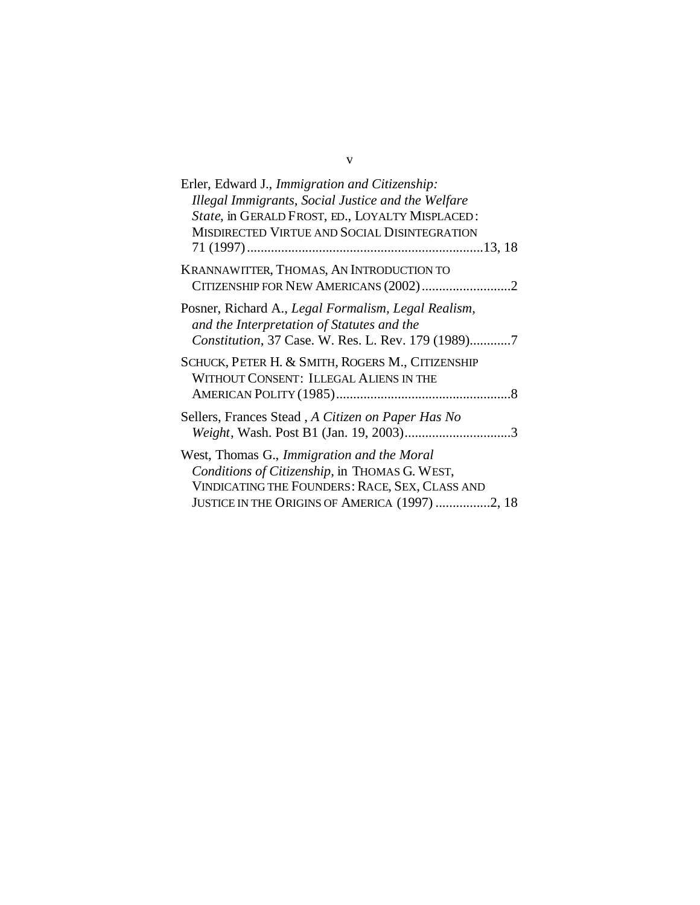Erler, Edward J., *Immigration and Citizenship: Illegal Immigrants, Social Justice and the Welfare State*, in GERALD FROST, ED., LOYALTY MISPLACED: MISDIRECTED VIRTUE AND SOCIAL DISINTEGRATION 71 (1997) ....................................................................13, 18

KRANNAWITTER, THOMAS, AN INTRODUCTION TO CITIZENSHIP FOR NEW AMERICANS (2002) ..........................2

Posner, Richard A., *Legal Formalism, Legal Realism, and the Interpretation of Statutes and the Constitution*, 37 Case. W. Res. L. Rev. 179 (1989)............7

SCHUCK, PETER H. & SMITH, ROGERS M., CITIZENSHIP WITHOUT CONSENT: ILLEGAL ALIENS IN THE AMERICAN POLITY (1985)..................................................8

Sellers, Frances Stead , *A Citizen on Paper Has No Weight*, Wash. Post B1 (Jan. 19, 2003)...............................3

West, Thomas G., *Immigration and the Moral Conditions of Citizenship*, in THOMAS G. WEST, VINDICATING THE FOUNDERS: RACE, SEX, CLASS AND JUSTICE IN THE ORIGINS OF AMERICA (1997) ................2, 18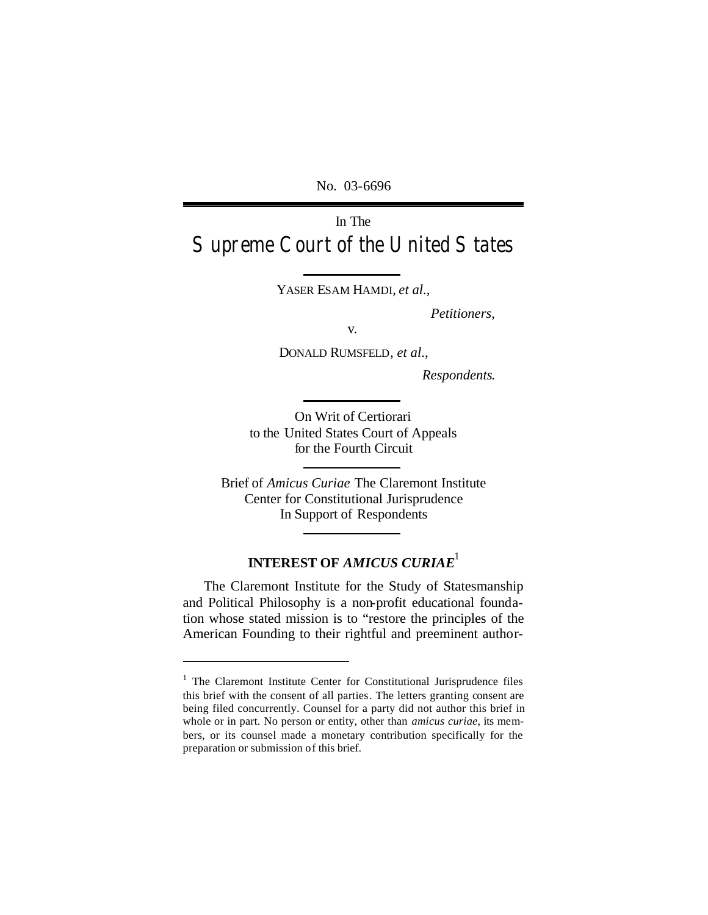No. 03-6696

In The

# Supreme Court of the United States

YASER ESAM HAMDI, *et al.*,

*Petitioners*,

v.

DONALD RUMSFELD, *et al.*,

*Respondents*.

On Writ of Certiorari
to the United States Court of Appeals
for the Fourth Circuit

Brief of *Amicus Curiae* The Claremont Institute
Center for Constitutional Jurisprudence
In Support of Respondents

## INTEREST OF *AMICUS CURIAE*[1]

The Claremont Institute for the Study of Statesmanship and Political Philosophy is a non-profit educational foundation whose stated mission is to "restore the principles of the American Founding to their rightful and preeminent author-

---

[1] The Claremont Institute Center for Constitutional Jurisprudence files this brief with the consent of all parties. The letters granting consent are being filed concurrently. Counsel for a party did not author this brief in whole or in part. No person or entity, other than *amicus curiae*, its members, or its counsel made a monetary contribution specifically for the preparation or submission of this brief.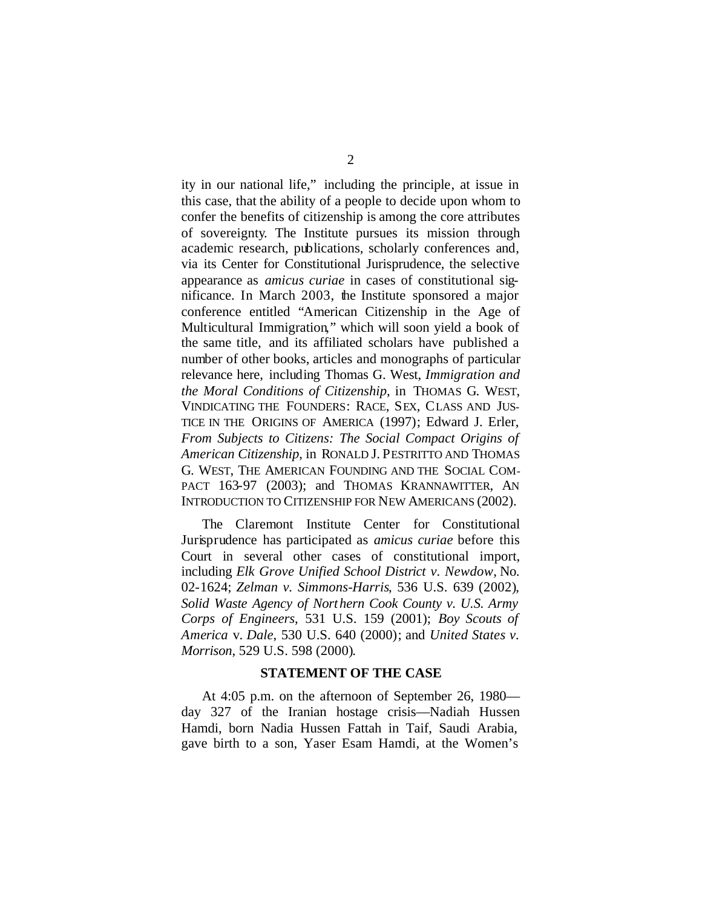ity in our national life," including the principle, at issue in this case, that the ability of a people to decide upon whom to confer the benefits of citizenship is among the core attributes of sovereignty. The Institute pursues its mission through academic research, publications, scholarly conferences and, via its Center for Constitutional Jurisprudence, the selective appearance as *amicus curiae* in cases of constitutional significance. In March 2003, the Institute sponsored a major conference entitled "American Citizenship in the Age of Multicultural Immigration," which will soon yield a book of the same title, and its affiliated scholars have published a number of other books, articles and monographs of particular relevance here, including Thomas G. West, *Immigration and the Moral Conditions of Citizenship*, in THOMAS G. WEST, VINDICATING THE FOUNDERS: RACE, SEX, CLASS AND JUSTICE IN THE ORIGINS OF AMERICA (1997); Edward J. Erler, *From Subjects to Citizens: The Social Compact Origins of American Citizenship*, in RONALD J. PESTRITTO AND THOMAS G. WEST, THE AMERICAN FOUNDING AND THE SOCIAL COMPACT 163-97 (2003); and THOMAS KRANNAWITTER, AN INTRODUCTION TO CITIZENSHIP FOR NEW AMERICANS (2002).

The Claremont Institute Center for Constitutional Jurisprudence has participated as *amicus curiae* before this Court in several other cases of constitutional import, including *Elk Grove Unified School District v. Newdow*, No. 02-1624; *Zelman v. Simmons-Harris*, 536 U.S. 639 (2002), *Solid Waste Agency of Northern Cook County v. U.S. Army Corps of Engineers*, 531 U.S. 159 (2001); *Boy Scouts of America* v. *Dale*, 530 U.S. 640 (2000); and *United States v. Morrison*, 529 U.S. 598 (2000).

## STATEMENT OF THE CASE

At 4:05 p.m. on the afternoon of September 26, 1980—day 327 of the Iranian hostage crisis—Nadiah Hussen Hamdi, born Nadia Hussen Fattah in Taif, Saudi Arabia, gave birth to a son, Yaser Esam Hamdi, at the Women's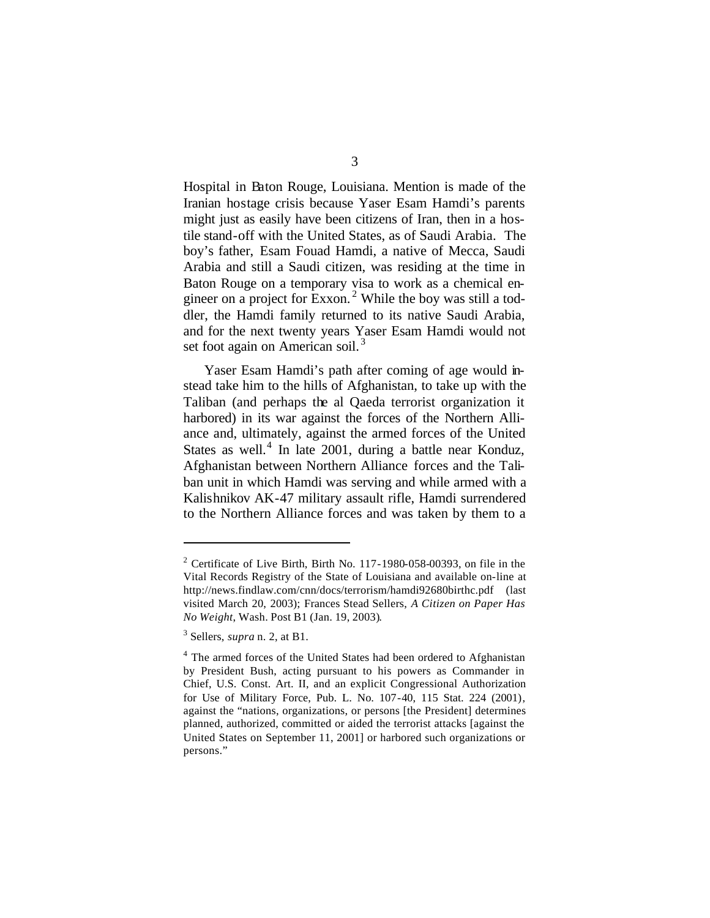Hospital in Baton Rouge, Louisiana. Mention is made of the Iranian hostage crisis because Yaser Esam Hamdi's parents might just as easily have been citizens of Iran, then in a hostile stand-off with the United States, as of Saudi Arabia. The boy's father, Esam Fouad Hamdi, a native of Mecca, Saudi Arabia and still a Saudi citizen, was residing at the time in Baton Rouge on a temporary visa to work as a chemical engineer on a project for Exxon.[2] While the boy was still a toddler, the Hamdi family returned to its native Saudi Arabia, and for the next twenty years Yaser Esam Hamdi would not set foot again on American soil.[3]

Yaser Esam Hamdi's path after coming of age would instead take him to the hills of Afghanistan, to take up with the Taliban (and perhaps the al Qaeda terrorist organization it harbored) in its war against the forces of the Northern Alliance and, ultimately, against the armed forces of the United States as well.[4] In late 2001, during a battle near Konduz, Afghanistan between Northern Alliance forces and the Taliban unit in which Hamdi was serving and while armed with a Kalishnikov AK-47 military assault rifle, Hamdi surrendered to the Northern Alliance forces and was taken by them to a

---

[2] Certificate of Live Birth, Birth No. 117-1980-058-00393, on file in the Vital Records Registry of the State of Louisiana and available on-line at http://news.findlaw.com/cnn/docs/terrorism/hamdi92680birthc.pdf (last visited March 20, 2003); Frances Stead Sellers, *A Citizen on Paper Has No Weight*, Wash. Post B1 (Jan. 19, 2003).

[3] Sellers, *supra* n. 2, at B1.

[4] The armed forces of the United States had been ordered to Afghanistan by President Bush, acting pursuant to his powers as Commander in Chief, U.S. Const. Art. II, and an explicit Congressional Authorization for Use of Military Force, Pub. L. No. 107-40, 115 Stat. 224 (2001), against the "nations, organizations, or persons [the President] determines planned, authorized, committed or aided the terrorist attacks [against the United States on September 11, 2001] or harbored such organizations or persons."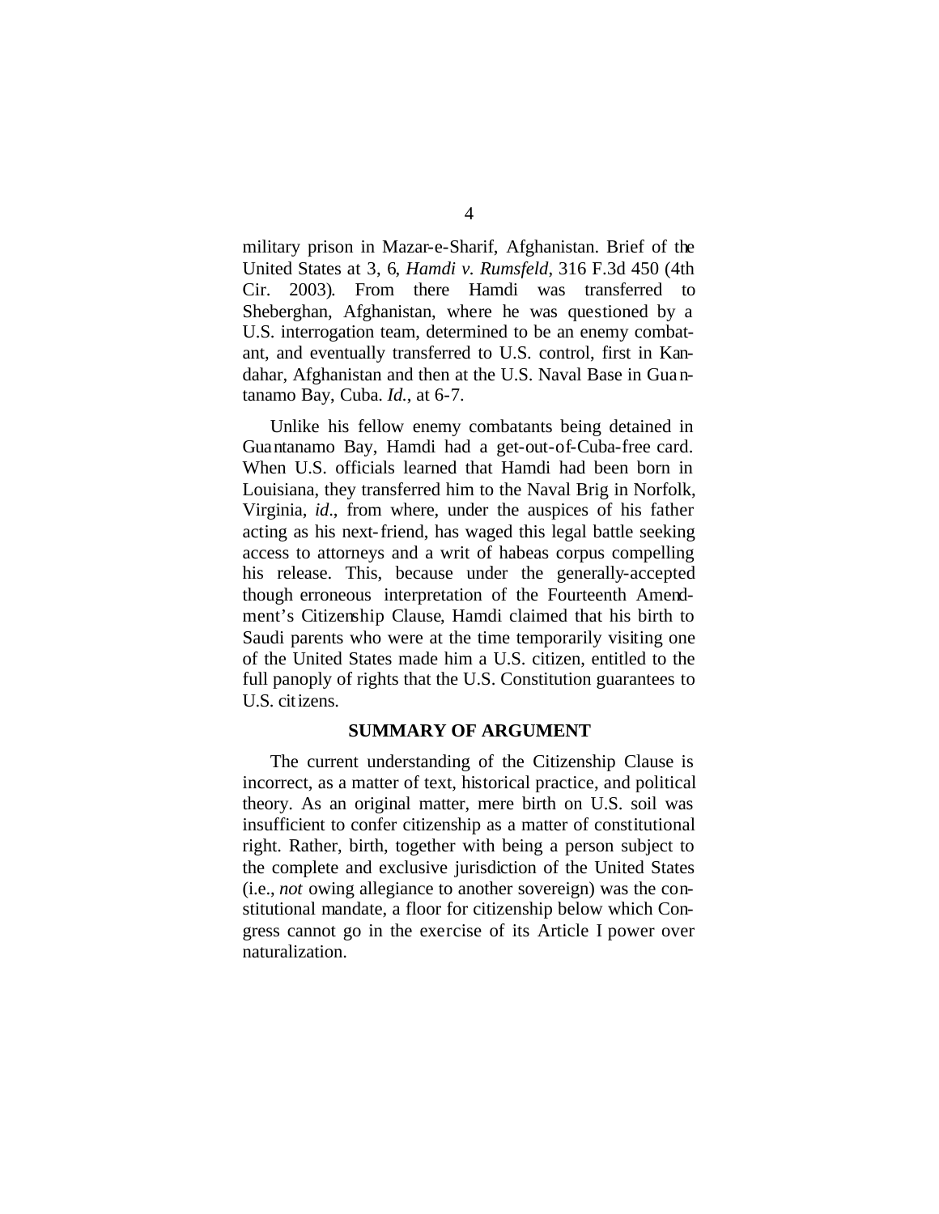military prison in Mazar-e-Sharif, Afghanistan. Brief of the United States at 3, 6, *Hamdi v. Rumsfeld*, 316 F.3d 450 (4th Cir. 2003). From there Hamdi was transferred to Sheberghan, Afghanistan, where he was questioned by a U.S. interrogation team, determined to be an enemy combatant, and eventually transferred to U.S. control, first in Kandahar, Afghanistan and then at the U.S. Naval Base in Guantanamo Bay, Cuba. *Id.*, at 6-7.

Unlike his fellow enemy combatants being detained in Guantanamo Bay, Hamdi had a get-out-of-Cuba-free card. When U.S. officials learned that Hamdi had been born in Louisiana, they transferred him to the Naval Brig in Norfolk, Virginia, *id.*, from where, under the auspices of his father acting as his next-friend, has waged this legal battle seeking access to attorneys and a writ of habeas corpus compelling his release. This, because under the generally-accepted though erroneous interpretation of the Fourteenth Amendment's Citizenship Clause, Hamdi claimed that his birth to Saudi parents who were at the time temporarily visiting one of the United States made him a U.S. citizen, entitled to the full panoply of rights that the U.S. Constitution guarantees to U.S. citizens.

## SUMMARY OF ARGUMENT

The current understanding of the Citizenship Clause is incorrect, as a matter of text, historical practice, and political theory. As an original matter, mere birth on U.S. soil was insufficient to confer citizenship as a matter of constitutional right. Rather, birth, together with being a person subject to the complete and exclusive jurisdiction of the United States (i.e., *not* owing allegiance to another sovereign) was the constitutional mandate, a floor for citizenship below which Congress cannot go in the exercise of its Article I power over naturalization.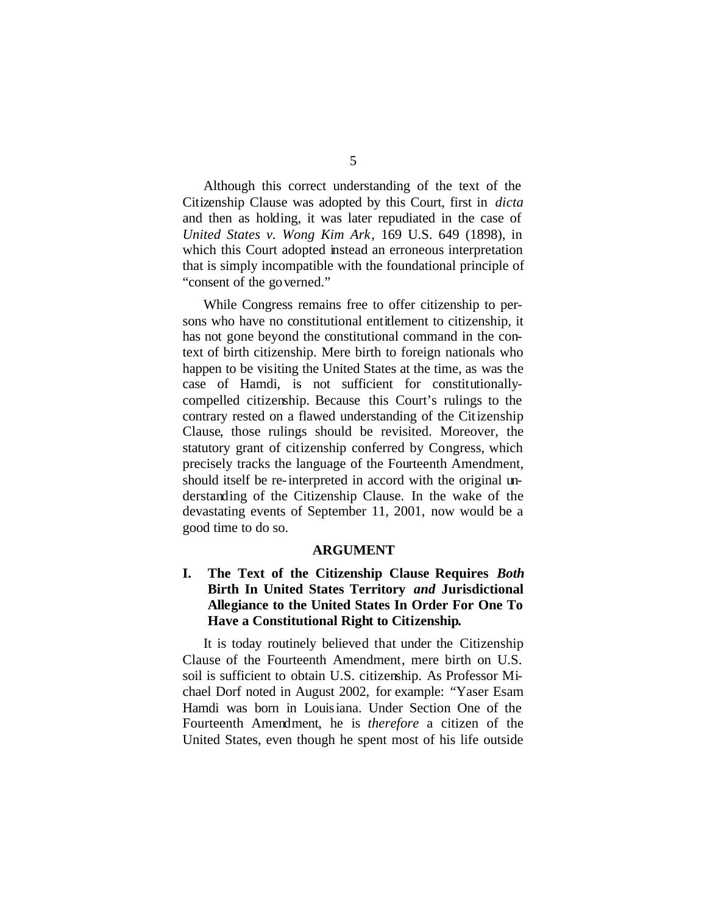Although this correct understanding of the text of the Citizenship Clause was adopted by this Court, first in *dicta* and then as holding, it was later repudiated in the case of *United States v. Wong Kim Ark*, 169 U.S. 649 (1898), in which this Court adopted instead an erroneous interpretation that is simply incompatible with the foundational principle of "consent of the governed."

While Congress remains free to offer citizenship to persons who have no constitutional entitlement to citizenship, it has not gone beyond the constitutional command in the context of birth citizenship. Mere birth to foreign nationals who happen to be visiting the United States at the time, as was the case of Hamdi, is not sufficient for constitutionally-compelled citizenship. Because this Court's rulings to the contrary rested on a flawed understanding of the Citizenship Clause, those rulings should be revisited. Moreover, the statutory grant of citizenship conferred by Congress, which precisely tracks the language of the Fourteenth Amendment, should itself be re-interpreted in accord with the original understanding of the Citizenship Clause. In the wake of the devastating events of September 11, 2001, now would be a good time to do so.

## ARGUMENT

### I. The Text of the Citizenship Clause Requires *Both* Birth In United States Territory *and* Jurisdictional Allegiance to the United States In Order For One To Have a Constitutional Right to Citizenship.

It is today routinely believed that under the Citizenship Clause of the Fourteenth Amendment, mere birth on U.S. soil is sufficient to obtain U.S. citizenship. As Professor Michael Dorf noted in August 2002, for example: "Yaser Esam Hamdi was born in Louisiana. Under Section One of the Fourteenth Amendment, he is *therefore* a citizen of the United States, even though he spent most of his life outside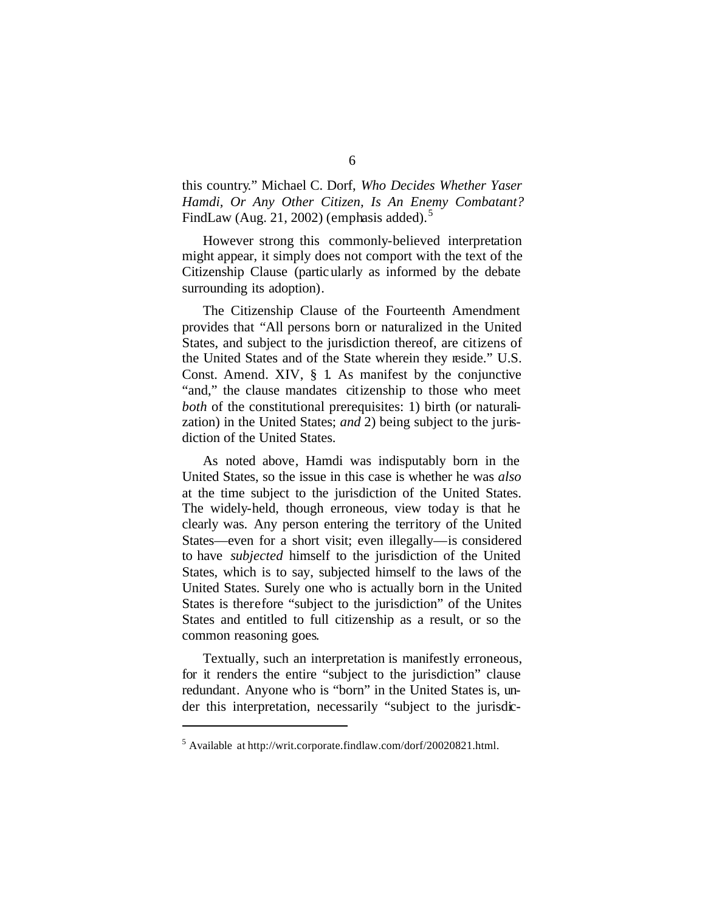this country." Michael C. Dorf, *Who Decides Whether Yaser Hamdi, Or Any Other Citizen, Is An Enemy Combatant?* FindLaw (Aug. 21, 2002) (emphasis added).[5]

However strong this commonly-believed interpretation might appear, it simply does not comport with the text of the Citizenship Clause (particularly as informed by the debate surrounding its adoption).

The Citizenship Clause of the Fourteenth Amendment provides that "All persons born or naturalized in the United States, and subject to the jurisdiction thereof, are citizens of the United States and of the State wherein they reside." U.S. Const. Amend. XIV, § 1. As manifest by the conjunctive "and," the clause mandates citizenship to those who meet *both* of the constitutional prerequisites: 1) birth (or naturalization) in the United States; *and* 2) being subject to the jurisdiction of the United States.

As noted above, Hamdi was indisputably born in the United States, so the issue in this case is whether he was *also* at the time subject to the jurisdiction of the United States. The widely-held, though erroneous, view today is that he clearly was. Any person entering the territory of the United States—even for a short visit; even illegally—is considered to have *subjected* himself to the jurisdiction of the United States, which is to say, subjected himself to the laws of the United States. Surely one who is actually born in the United States is therefore "subject to the jurisdiction" of the Unites States and entitled to full citizenship as a result, or so the common reasoning goes.

Textually, such an interpretation is manifestly erroneous, for it renders the entire "subject to the jurisdiction" clause redundant. Anyone who is "born" in the United States is, under this interpretation, necessarily "subject to the jurisdic-

---

[5] Available at http://writ.corporate.findlaw.com/dorf/20020821.html.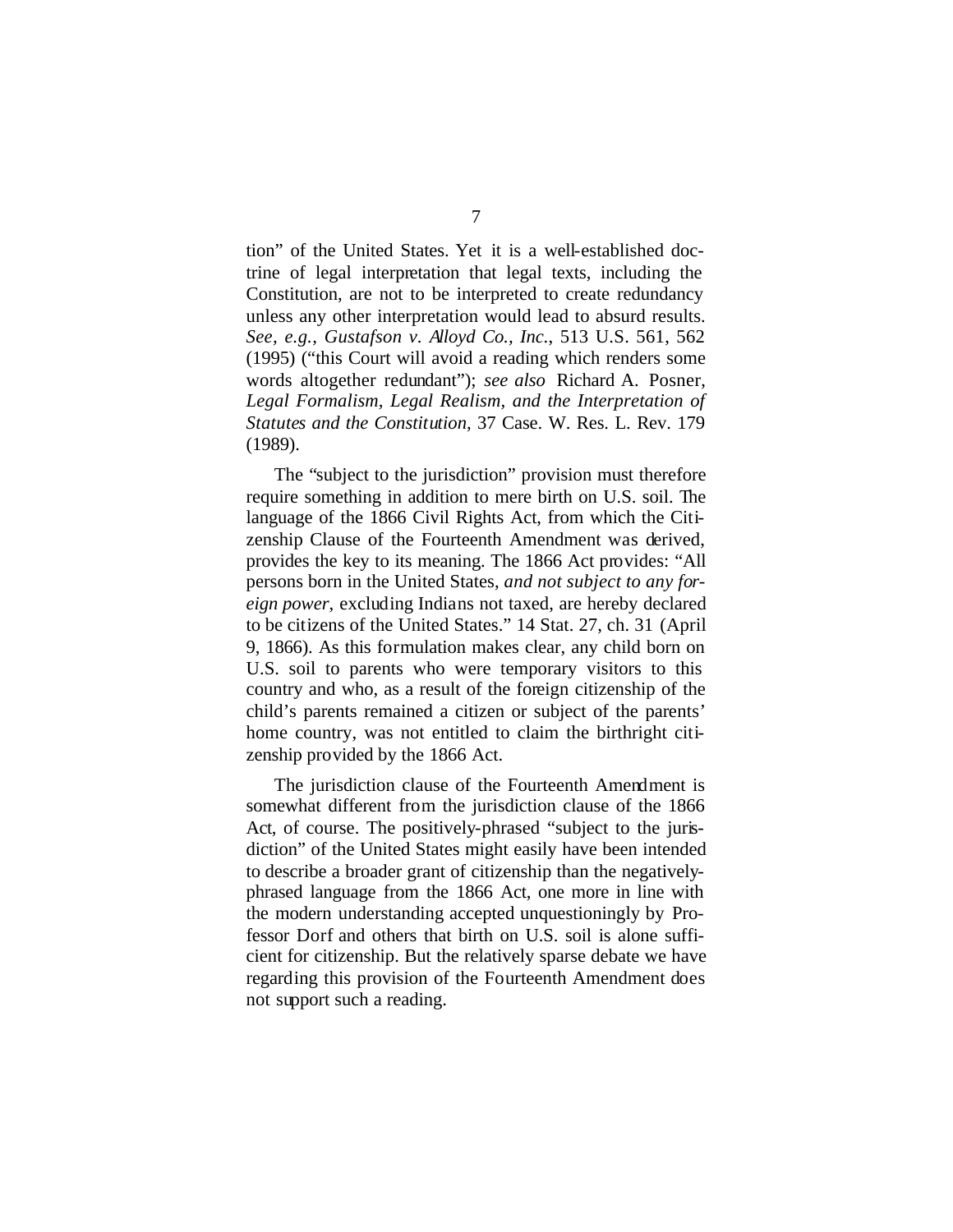tion" of the United States. Yet it is a well-established doctrine of legal interpretation that legal texts, including the Constitution, are not to be interpreted to create redundancy unless any other interpretation would lead to absurd results. *See, e.g., Gustafson v. Alloyd Co., Inc.*, 513 U.S. 561, 562 (1995) ("this Court will avoid a reading which renders some words altogether redundant"); *see also* Richard A. Posner, *Legal Formalism, Legal Realism, and the Interpretation of Statutes and the Constitution*, 37 Case. W. Res. L. Rev. 179 (1989).

The "subject to the jurisdiction" provision must therefore require something in addition to mere birth on U.S. soil. The language of the 1866 Civil Rights Act, from which the Citizenship Clause of the Fourteenth Amendment was derived, provides the key to its meaning. The 1866 Act provides: "All persons born in the United States, *and not subject to any foreign power*, excluding Indians not taxed, are hereby declared to be citizens of the United States." 14 Stat. 27, ch. 31 (April 9, 1866). As this formulation makes clear, any child born on U.S. soil to parents who were temporary visitors to this country and who, as a result of the foreign citizenship of the child's parents remained a citizen or subject of the parents' home country, was not entitled to claim the birthright citizenship provided by the 1866 Act.

The jurisdiction clause of the Fourteenth Amendment is somewhat different from the jurisdiction clause of the 1866 Act, of course. The positively-phrased "subject to the jurisdiction" of the United States might easily have been intended to describe a broader grant of citizenship than the negatively-phrased language from the 1866 Act, one more in line with the modern understanding accepted unquestioningly by Professor Dorf and others that birth on U.S. soil is alone sufficient for citizenship. But the relatively sparse debate we have regarding this provision of the Fourteenth Amendment does not support such a reading.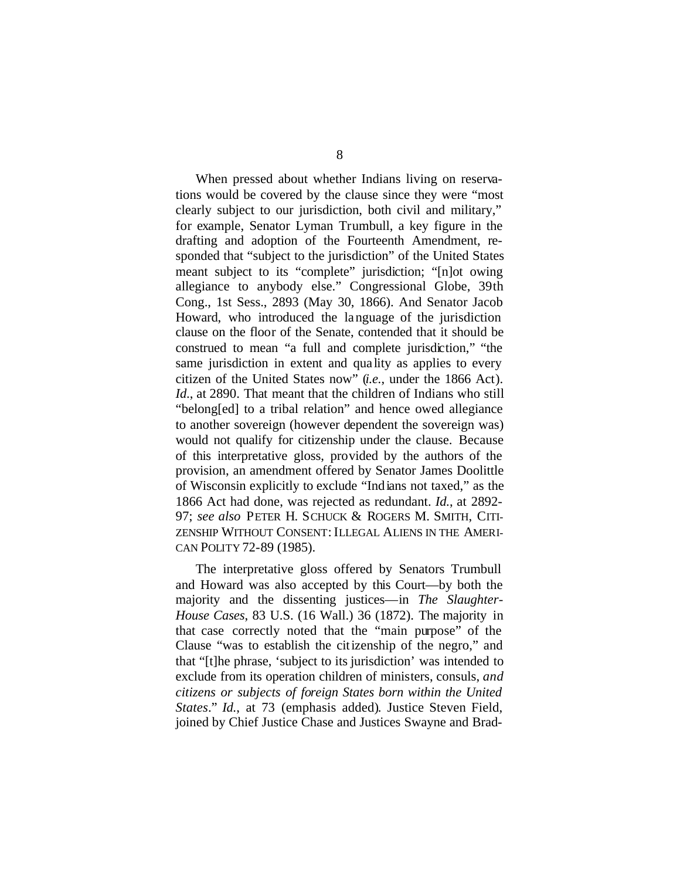When pressed about whether Indians living on reservations would be covered by the clause since they were "most clearly subject to our jurisdiction, both civil and military," for example, Senator Lyman Trumbull, a key figure in the drafting and adoption of the Fourteenth Amendment, responded that "subject to the jurisdiction" of the United States meant subject to its "complete" jurisdiction; "[n]ot owing allegiance to anybody else." Congressional Globe, 39th Cong., 1st Sess., 2893 (May 30, 1866). And Senator Jacob Howard, who introduced the language of the jurisdiction clause on the floor of the Senate, contended that it should be construed to mean "a full and complete jurisdiction," "the same jurisdiction in extent and quality as applies to every citizen of the United States now" (*i.e.*, under the 1866 Act). *Id*., at 2890. That meant that the children of Indians who still "belong[ed] to a tribal relation" and hence owed allegiance to another sovereign (however dependent the sovereign was) would not qualify for citizenship under the clause. Because of this interpretative gloss, provided by the authors of the provision, an amendment offered by Senator James Doolittle of Wisconsin explicitly to exclude "Indians not taxed," as the 1866 Act had done, was rejected as redundant. *Id.*, at 2892-97; *see also* PETER H. SCHUCK & ROGERS M. SMITH, CITIZENSHIP WITHOUT CONSENT: ILLEGAL ALIENS IN THE AMERICAN POLITY 72-89 (1985).

The interpretative gloss offered by Senators Trumbull and Howard was also accepted by this Court—by both the majority and the dissenting justices—in *The Slaughter-House Cases*, 83 U.S. (16 Wall.) 36 (1872). The majority in that case correctly noted that the "main purpose" of the Clause "was to establish the citizenship of the negro," and that "[t]he phrase, 'subject to its jurisdiction' was intended to exclude from its operation children of ministers, consuls, *and citizens or subjects of foreign States born within the United States*." *Id.*, at 73 (emphasis added). Justice Steven Field, joined by Chief Justice Chase and Justices Swayne and Brad-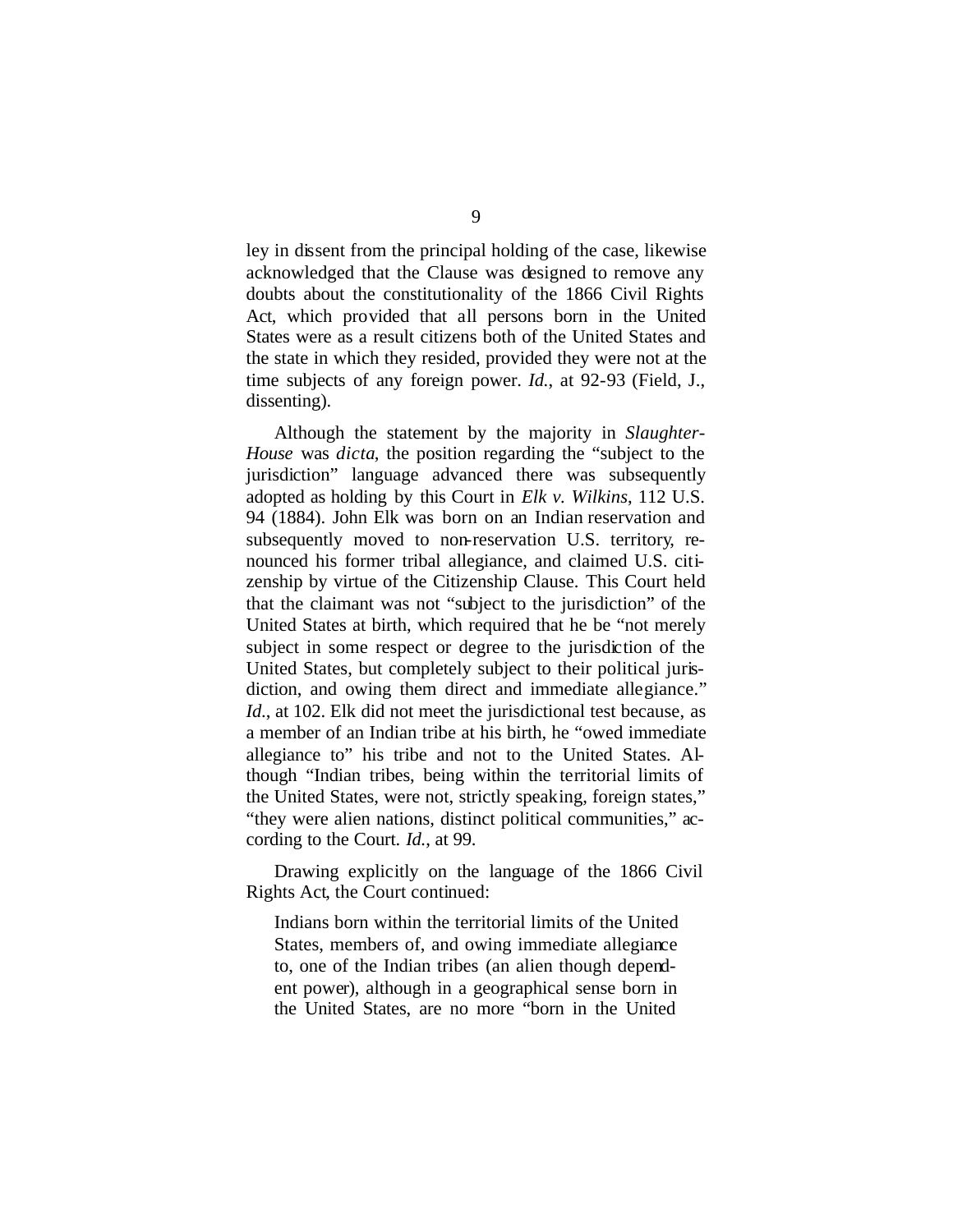ley in dissent from the principal holding of the case, likewise acknowledged that the Clause was designed to remove any doubts about the constitutionality of the 1866 Civil Rights Act, which provided that all persons born in the United States were as a result citizens both of the United States and the state in which they resided, provided they were not at the time subjects of any foreign power. *Id.*, at 92-93 (Field, J., dissenting).

Although the statement by the majority in *Slaughter-House* was *dicta*, the position regarding the "subject to the jurisdiction" language advanced there was subsequently adopted as holding by this Court in *Elk v. Wilkins*, 112 U.S. 94 (1884). John Elk was born on an Indian reservation and subsequently moved to non-reservation U.S. territory, renounced his former tribal allegiance, and claimed U.S. citizenship by virtue of the Citizenship Clause. This Court held that the claimant was not "subject to the jurisdiction" of the United States at birth, which required that he be "not merely subject in some respect or degree to the jurisdiction of the United States, but completely subject to their political jurisdiction, and owing them direct and immediate allegiance." *Id.*, at 102. Elk did not meet the jurisdictional test because, as a member of an Indian tribe at his birth, he "owed immediate allegiance to" his tribe and not to the United States. Although "Indian tribes, being within the territorial limits of the United States, were not, strictly speaking, foreign states," "they were alien nations, distinct political communities," according to the Court. *Id.*, at 99.

Drawing explicitly on the language of the 1866 Civil Rights Act, the Court continued:

> Indians born within the territorial limits of the United States, members of, and owing immediate allegiance to, one of the Indian tribes (an alien though dependent power), although in a geographical sense born in the United States, are no more "born in the United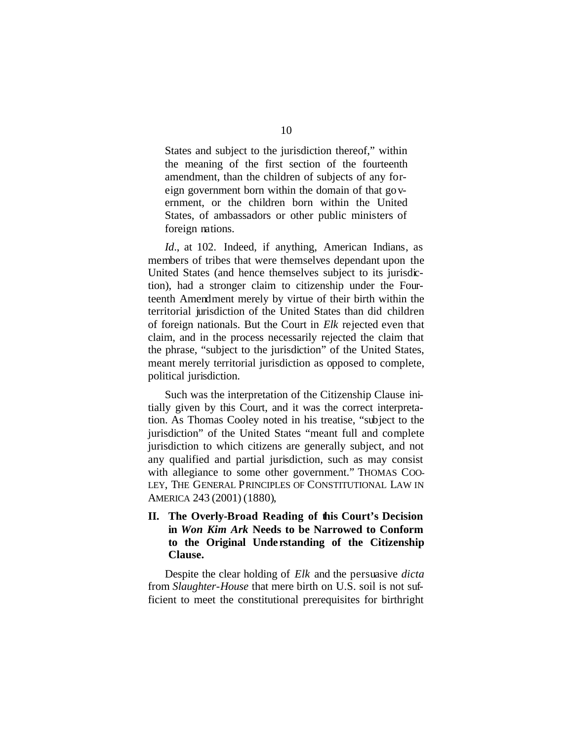> States and subject to the jurisdiction thereof," within the meaning of the first section of the fourteenth amendment, than the children of subjects of any foreign government born within the domain of that government, or the children born within the United States, of ambassadors or other public ministers of foreign nations.

*Id*., at 102. Indeed, if anything, American Indians, as members of tribes that were themselves dependant upon the United States (and hence themselves subject to its jurisdiction), had a stronger claim to citizenship under the Fourteenth Amendment merely by virtue of their birth within the territorial jurisdiction of the United States than did children of foreign nationals. But the Court in *Elk* rejected even that claim, and in the process necessarily rejected the claim that the phrase, "subject to the jurisdiction" of the United States, meant merely territorial jurisdiction as opposed to complete, political jurisdiction.

Such was the interpretation of the Citizenship Clause initially given by this Court, and it was the correct interpretation. As Thomas Cooley noted in his treatise, "subject to the jurisdiction" of the United States "meant full and complete jurisdiction to which citizens are generally subject, and not any qualified and partial jurisdiction, such as may consist with allegiance to some other government." THOMAS COOLEY, THE GENERAL PRINCIPLES OF CONSTITUTIONAL LAW IN AMERICA 243 (2001) (1880),

## II. The Overly-Broad Reading of this Court's Decision in *Won Kim Ark* Needs to be Narrowed to Conform to the Original Understanding of the Citizenship Clause.

Despite the clear holding of *Elk* and the persuasive *dicta* from *Slaughter-House* that mere birth on U.S. soil is not sufficient to meet the constitutional prerequisites for birthright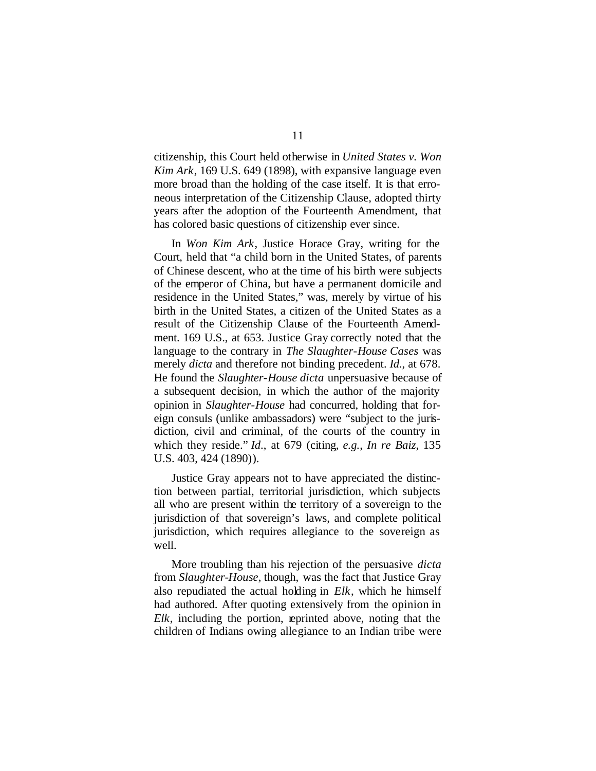citizenship, this Court held otherwise in *United States v. Won Kim Ark*, 169 U.S. 649 (1898), with expansive language even more broad than the holding of the case itself. It is that erroneous interpretation of the Citizenship Clause, adopted thirty years after the adoption of the Fourteenth Amendment, that has colored basic questions of citizenship ever since.

In *Won Kim Ark*, Justice Horace Gray, writing for the Court, held that "a child born in the United States, of parents of Chinese descent, who at the time of his birth were subjects of the emperor of China, but have a permanent domicile and residence in the United States," was, merely by virtue of his birth in the United States, a citizen of the United States as a result of the Citizenship Clause of the Fourteenth Amendment. 169 U.S., at 653. Justice Gray correctly noted that the language to the contrary in *The Slaughter-House Cases* was merely *dicta* and therefore not binding precedent. *Id.*, at 678. He found the *Slaughter-House dicta* unpersuasive because of a subsequent decision, in which the author of the majority opinion in *Slaughter-House* had concurred, holding that foreign consuls (unlike ambassadors) were "subject to the jurisdiction, civil and criminal, of the courts of the country in which they reside." *Id.*, at 679 (citing, *e.g.*, *In re Baiz*, 135 U.S. 403, 424 (1890)).

Justice Gray appears not to have appreciated the distinction between partial, territorial jurisdiction, which subjects all who are present within the territory of a sovereign to the jurisdiction of that sovereign's laws, and complete political jurisdiction, which requires allegiance to the sovereign as well.

More troubling than his rejection of the persuasive *dicta* from *Slaughter-House*, though, was the fact that Justice Gray also repudiated the actual holding in *Elk*, which he himself had authored. After quoting extensively from the opinion in *Elk*, including the portion, reprinted above, noting that the children of Indians owing allegiance to an Indian tribe were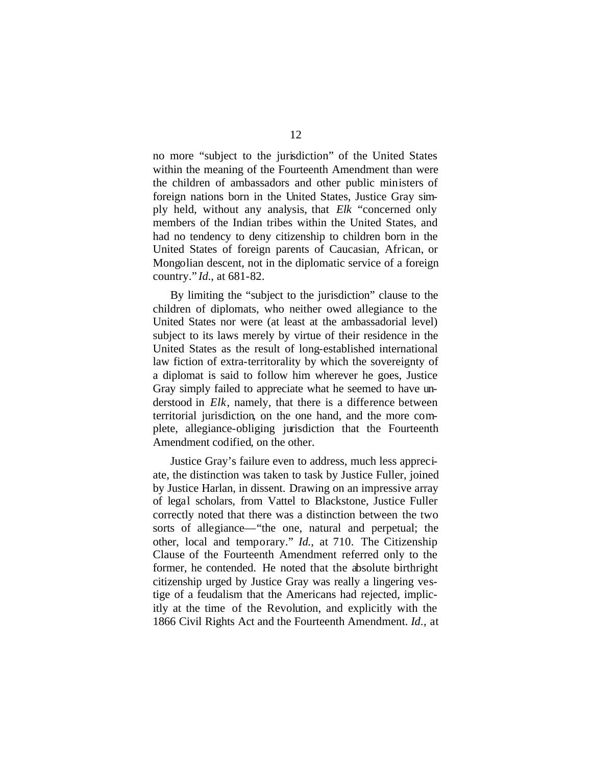no more "subject to the jurisdiction" of the United States within the meaning of the Fourteenth Amendment than were the children of ambassadors and other public ministers of foreign nations born in the United States, Justice Gray simply held, without any analysis, that *Elk* "concerned only members of the Indian tribes within the United States, and had no tendency to deny citizenship to children born in the United States of foreign parents of Caucasian, African, or Mongolian descent, not in the diplomatic service of a foreign country." *Id.*, at 681-82.

By limiting the "subject to the jurisdiction" clause to the children of diplomats, who neither owed allegiance to the United States nor were (at least at the ambassadorial level) subject to its laws merely by virtue of their residence in the United States as the result of long-established international law fiction of extra-territorality by which the sovereignty of a diplomat is said to follow him wherever he goes, Justice Gray simply failed to appreciate what he seemed to have understood in *Elk*, namely, that there is a difference between territorial jurisdiction, on the one hand, and the more complete, allegiance-obliging jurisdiction that the Fourteenth Amendment codified, on the other.

Justice Gray's failure even to address, much less appreciate, the distinction was taken to task by Justice Fuller, joined by Justice Harlan, in dissent. Drawing on an impressive array of legal scholars, from Vattel to Blackstone, Justice Fuller correctly noted that there was a distinction between the two sorts of allegiance—"the one, natural and perpetual; the other, local and temporary." *Id.*, at 710. The Citizenship Clause of the Fourteenth Amendment referred only to the former, he contended. He noted that the absolute birthright citizenship urged by Justice Gray was really a lingering vestige of a feudalism that the Americans had rejected, implicitly at the time of the Revolution, and explicitly with the 1866 Civil Rights Act and the Fourteenth Amendment. *Id.*, at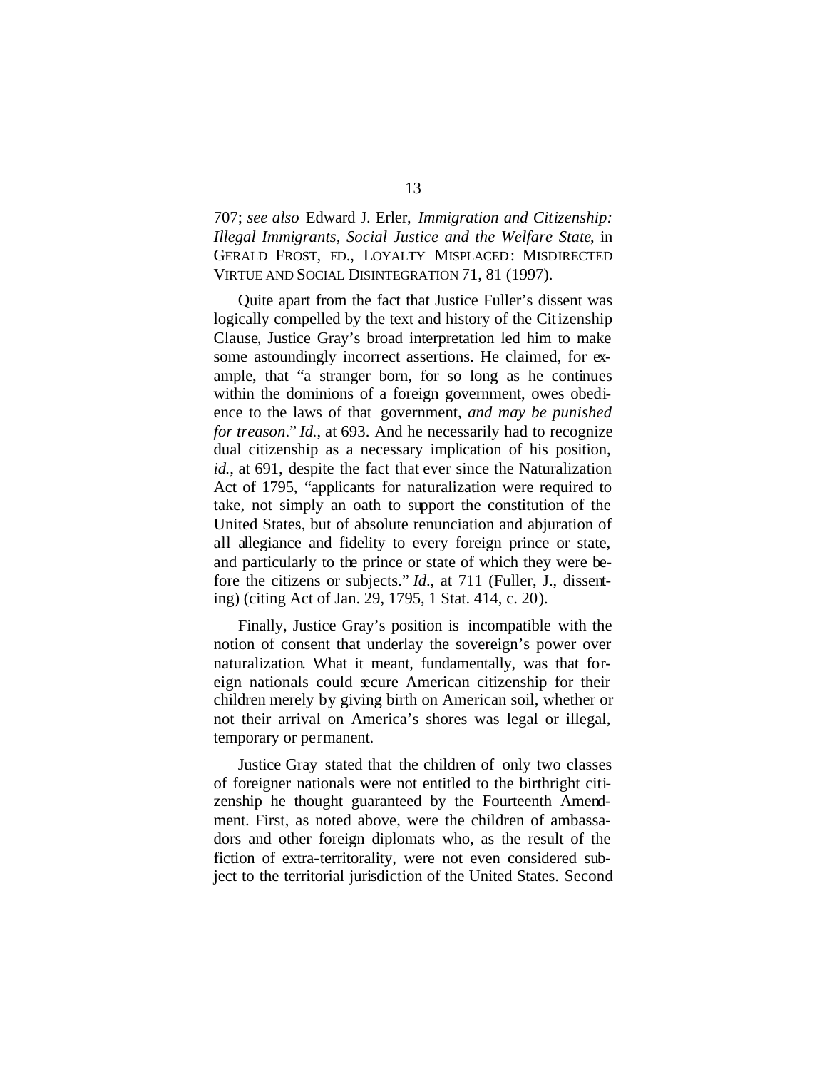707; *see also* Edward J. Erler, *Immigration and Citizenship: Illegal Immigrants, Social Justice and the Welfare State*, in GERALD FROST, ED., LOYALTY MISPLACED: MISDIRECTED VIRTUE AND SOCIAL DISINTEGRATION 71, 81 (1997).

Quite apart from the fact that Justice Fuller's dissent was logically compelled by the text and history of the Citizenship Clause, Justice Gray's broad interpretation led him to make some astoundingly incorrect assertions. He claimed, for example, that "a stranger born, for so long as he continues within the dominions of a foreign government, owes obedience to the laws of that government, *and may be punished for treason*." *Id.*, at 693. And he necessarily had to recognize dual citizenship as a necessary implication of his position, *id.*, at 691, despite the fact that ever since the Naturalization Act of 1795, "applicants for naturalization were required to take, not simply an oath to support the constitution of the United States, but of absolute renunciation and abjuration of all allegiance and fidelity to every foreign prince or state, and particularly to the prince or state of which they were before the citizens or subjects." *Id.*, at 711 (Fuller, J., dissenting) (citing Act of Jan. 29, 1795, 1 Stat. 414, c. 20).

Finally, Justice Gray's position is incompatible with the notion of consent that underlay the sovereign's power over naturalization. What it meant, fundamentally, was that foreign nationals could secure American citizenship for their children merely by giving birth on American soil, whether or not their arrival on America's shores was legal or illegal, temporary or permanent.

Justice Gray stated that the children of only two classes of foreigner nationals were not entitled to the birthright citizenship he thought guaranteed by the Fourteenth Amendment. First, as noted above, were the children of ambassadors and other foreign diplomats who, as the result of the fiction of extra-territorality, were not even considered subject to the territorial jurisdiction of the United States. Second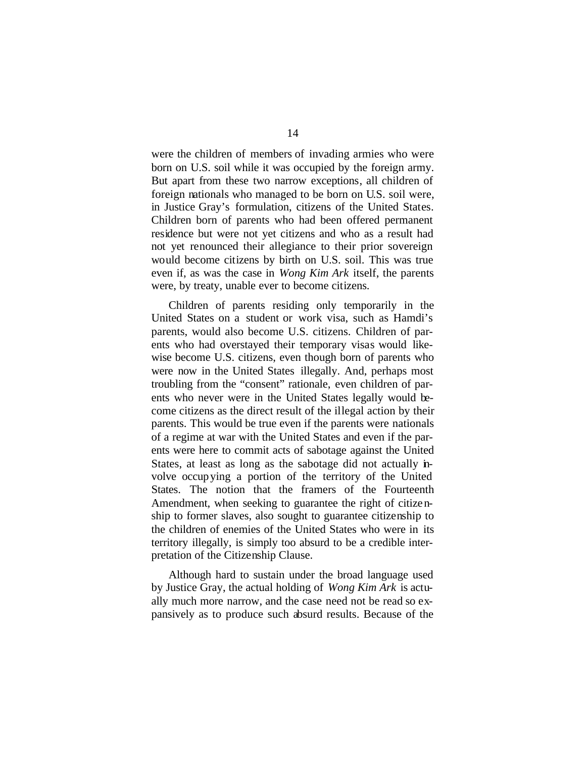were the children of members of invading armies who were born on U.S. soil while it was occupied by the foreign army. But apart from these two narrow exceptions, all children of foreign nationals who managed to be born on U.S. soil were, in Justice Gray's formulation, citizens of the United States. Children born of parents who had been offered permanent residence but were not yet citizens and who as a result had not yet renounced their allegiance to their prior sovereign would become citizens by birth on U.S. soil. This was true even if, as was the case in *Wong Kim Ark* itself, the parents were, by treaty, unable ever to become citizens.

Children of parents residing only temporarily in the United States on a student or work visa, such as Hamdi's parents, would also become U.S. citizens. Children of parents who had overstayed their temporary visas would likewise become U.S. citizens, even though born of parents who were now in the United States illegally. And, perhaps most troubling from the "consent" rationale, even children of parents who never were in the United States legally would become citizens as the direct result of the illegal action by their parents. This would be true even if the parents were nationals of a regime at war with the United States and even if the parents were here to commit acts of sabotage against the United States, at least as long as the sabotage did not actually involve occupying a portion of the territory of the United States. The notion that the framers of the Fourteenth Amendment, when seeking to guarantee the right of citizenship to former slaves, also sought to guarantee citizenship to the children of enemies of the United States who were in its territory illegally, is simply too absurd to be a credible interpretation of the Citizenship Clause.

Although hard to sustain under the broad language used by Justice Gray, the actual holding of *Wong Kim Ark* is actually much more narrow, and the case need not be read so expansively as to produce such absurd results. Because of the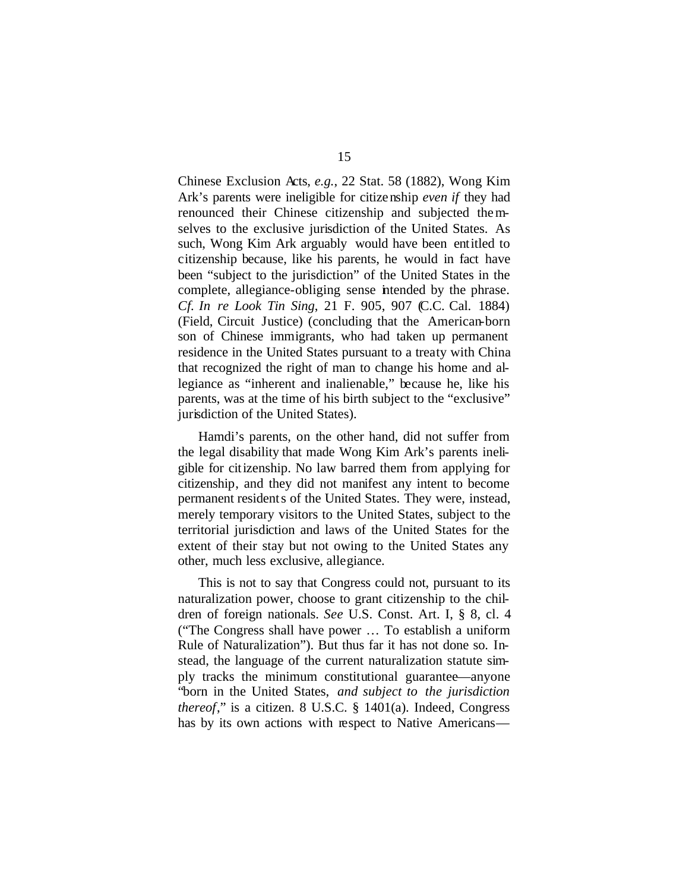Chinese Exclusion Acts, *e.g.*, 22 Stat. 58 (1882), Wong Kim Ark's parents were ineligible for citizenship *even if* they had renounced their Chinese citizenship and subjected themselves to the exclusive jurisdiction of the United States. As such, Wong Kim Ark arguably would have been entitled to citizenship because, like his parents, he would in fact have been "subject to the jurisdiction" of the United States in the complete, allegiance-obliging sense intended by the phrase. *Cf. In re Look Tin Sing*, 21 F. 905, 907 (C.C. Cal. 1884) (Field, Circuit Justice) (concluding that the American-born son of Chinese immigrants, who had taken up permanent residence in the United States pursuant to a treaty with China that recognized the right of man to change his home and allegiance as "inherent and inalienable," because he, like his parents, was at the time of his birth subject to the "exclusive" jurisdiction of the United States).

Hamdi's parents, on the other hand, did not suffer from the legal disability that made Wong Kim Ark's parents ineligible for citizenship. No law barred them from applying for citizenship, and they did not manifest any intent to become permanent residents of the United States. They were, instead, merely temporary visitors to the United States, subject to the territorial jurisdiction and laws of the United States for the extent of their stay but not owing to the United States any other, much less exclusive, allegiance.

This is not to say that Congress could not, pursuant to its naturalization power, choose to grant citizenship to the children of foreign nationals. *See* U.S. Const. Art. I, § 8, cl. 4 ("The Congress shall have power … To establish a uniform Rule of Naturalization"). But thus far it has not done so. Instead, the language of the current naturalization statute simply tracks the minimum constitutional guarantee—anyone "born in the United States, *and subject to the jurisdiction thereof*," is a citizen. 8 U.S.C. § 1401(a). Indeed, Congress has by its own actions with respect to Native Americans—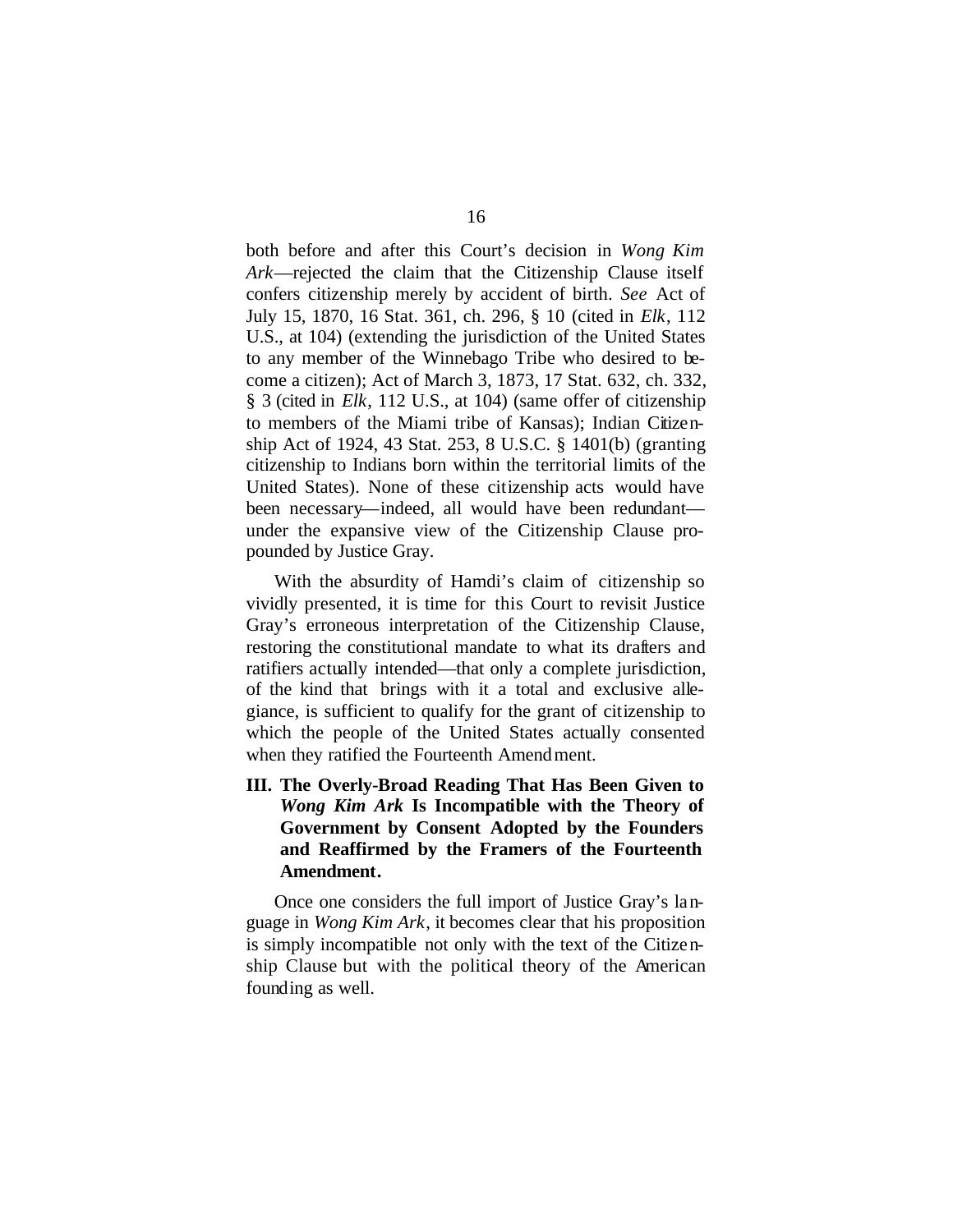both before and after this Court's decision in *Wong Kim Ark*—rejected the claim that the Citizenship Clause itself confers citizenship merely by accident of birth. *See* Act of July 15, 1870, 16 Stat. 361, ch. 296, § 10 (cited in *Elk*, 112 U.S., at 104) (extending the jurisdiction of the United States to any member of the Winnebago Tribe who desired to become a citizen); Act of March 3, 1873, 17 Stat. 632, ch. 332, § 3 (cited in *Elk*, 112 U.S., at 104) (same offer of citizenship to members of the Miami tribe of Kansas); Indian Citizenship Act of 1924, 43 Stat. 253, 8 U.S.C. § 1401(b) (granting citizenship to Indians born within the territorial limits of the United States). None of these citizenship acts would have been necessary—indeed, all would have been redundant—under the expansive view of the Citizenship Clause propounded by Justice Gray.

With the absurdity of Hamdi's claim of citizenship so vividly presented, it is time for this Court to revisit Justice Gray's erroneous interpretation of the Citizenship Clause, restoring the constitutional mandate to what its drafters and ratifiers actually intended—that only a complete jurisdiction, of the kind that brings with it a total and exclusive allegiance, is sufficient to qualify for the grant of citizenship to which the people of the United States actually consented when they ratified the Fourteenth Amendment.

## III. The Overly-Broad Reading That Has Been Given to *Wong Kim Ark* Is Incompatible with the Theory of Government by Consent Adopted by the Founders and Reaffirmed by the Framers of the Fourteenth Amendment.

Once one considers the full import of Justice Gray's language in *Wong Kim Ark*, it becomes clear that his proposition is simply incompatible not only with the text of the Citizenship Clause but with the political theory of the American founding as well.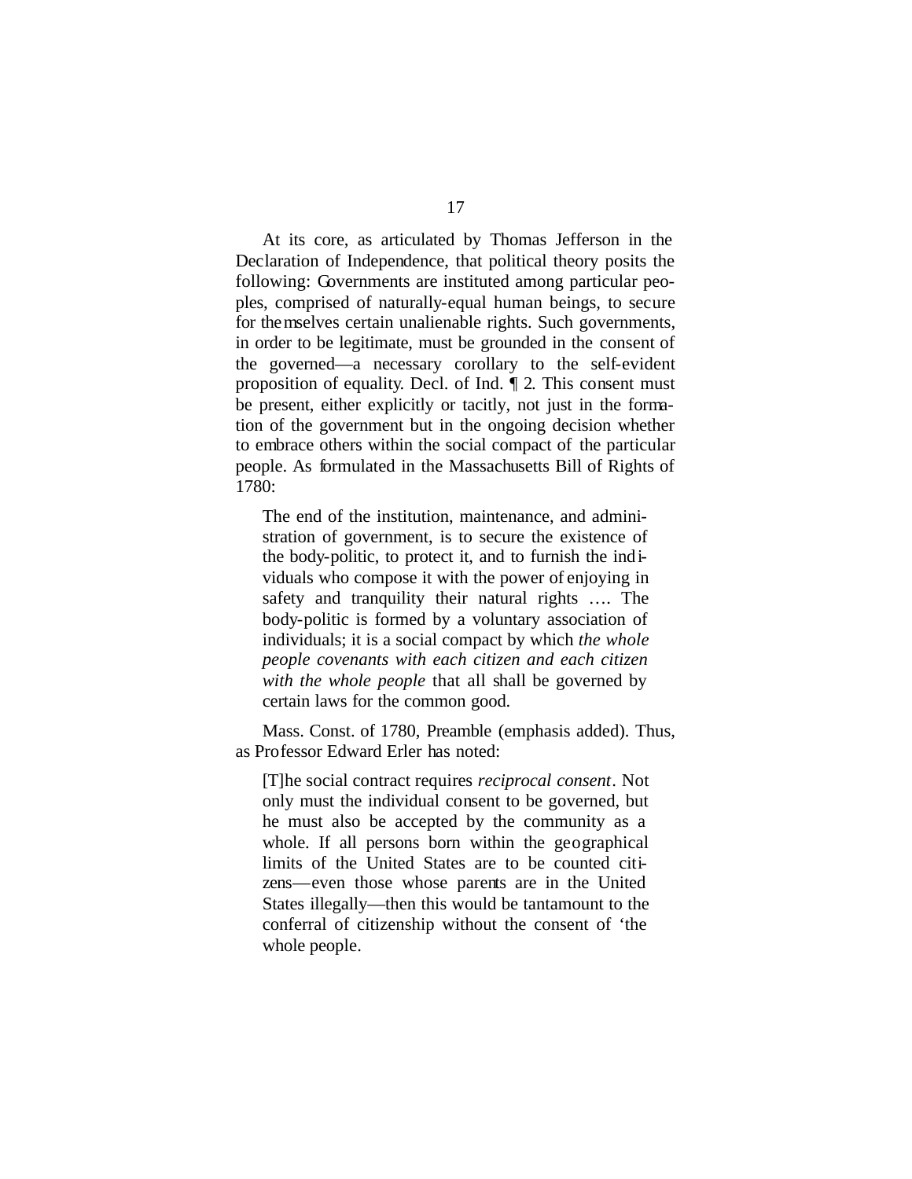At its core, as articulated by Thomas Jefferson in the Declaration of Independence, that political theory posits the following: Governments are instituted among particular peoples, comprised of naturally-equal human beings, to secure for themselves certain unalienable rights. Such governments, in order to be legitimate, must be grounded in the consent of the governed—a necessary corollary to the self-evident proposition of equality. Decl. of Ind. ¶ 2. This consent must be present, either explicitly or tacitly, not just in the formation of the government but in the ongoing decision whether to embrace others within the social compact of the particular people. As formulated in the Massachusetts Bill of Rights of 1780:

> The end of the institution, maintenance, and administration of government, is to secure the existence of the body-politic, to protect it, and to furnish the individuals who compose it with the power of enjoying in safety and tranquility their natural rights …. The body-politic is formed by a voluntary association of individuals; it is a social compact by which *the whole people covenants with each citizen and each citizen with the whole people* that all shall be governed by certain laws for the common good.

Mass. Const. of 1780, Preamble (emphasis added). Thus, as Professor Edward Erler has noted:

> [T]he social contract requires *reciprocal consent*. Not only must the individual consent to be governed, but he must also be accepted by the community as a whole. If all persons born within the geographical limits of the United States are to be counted citizens—even those whose parents are in the United States illegally—then this would be tantamount to the conferral of citizenship without the consent of 'the whole people.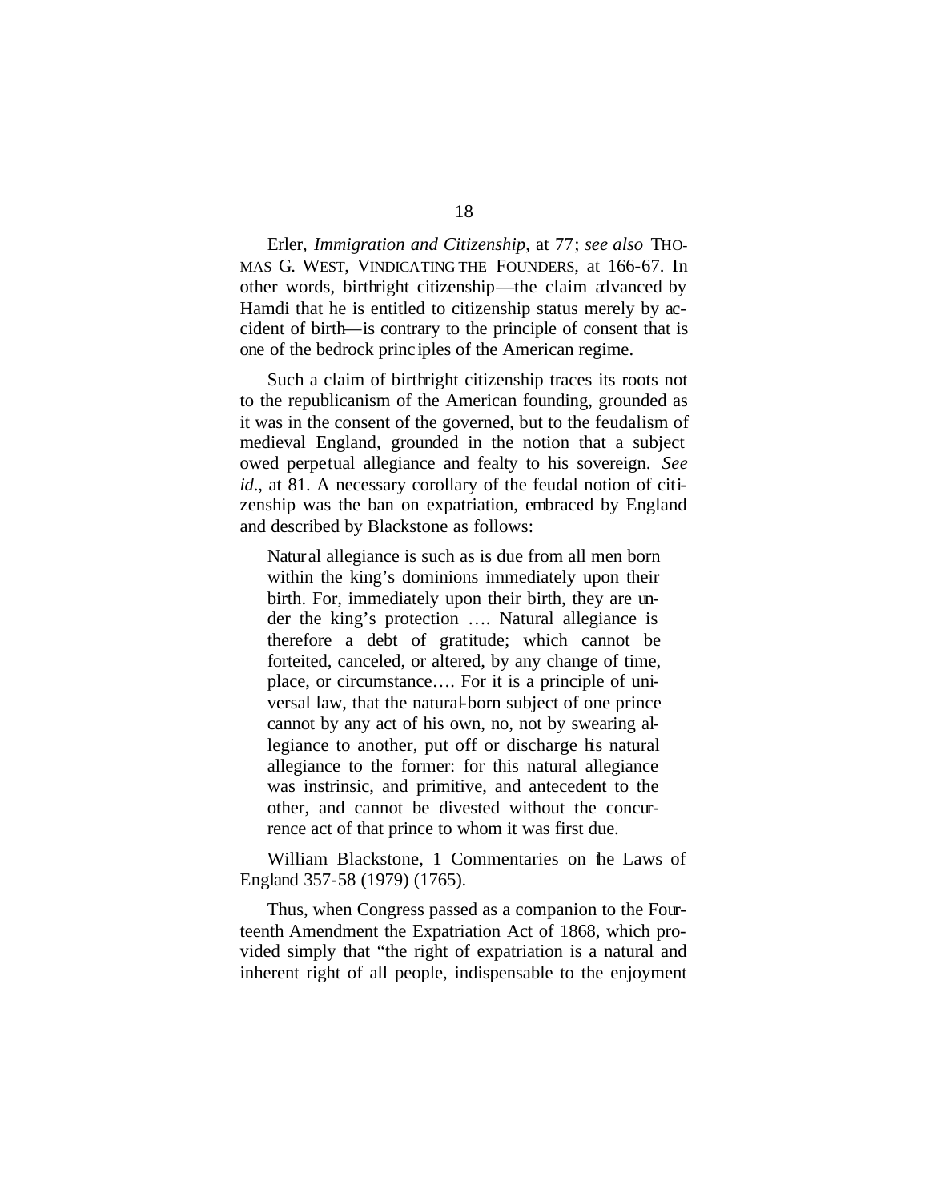Erler, *Immigration and Citizenship*, at 77; *see also* THOMAS G. WEST, VINDICATING THE FOUNDERS, at 166-67. In other words, birthright citizenship—the claim advanced by Hamdi that he is entitled to citizenship status merely by accident of birth—is contrary to the principle of consent that is one of the bedrock principles of the American regime.

Such a claim of birthright citizenship traces its roots not to the republicanism of the American founding, grounded as it was in the consent of the governed, but to the feudalism of medieval England, grounded in the notion that a subject owed perpetual allegiance and fealty to his sovereign. *See id*., at 81. A necessary corollary of the feudal notion of citizenship was the ban on expatriation, embraced by England and described by Blackstone as follows:

> Natural allegiance is such as is due from all men born within the king's dominions immediately upon their birth. For, immediately upon their birth, they are under the king's protection …. Natural allegiance is therefore a debt of gratitude; which cannot be forteited, canceled, or altered, by any change of time, place, or circumstance…. For it is a principle of universal law, that the natural-born subject of one prince cannot by any act of his own, no, not by swearing allegiance to another, put off or discharge his natural allegiance to the former: for this natural allegiance was instrinsic, and primitive, and antecedent to the other, and cannot be divested without the concurrence act of that prince to whom it was first due.

William Blackstone, 1 Commentaries on the Laws of England 357-58 (1979) (1765).

Thus, when Congress passed as a companion to the Fourteenth Amendment the Expatriation Act of 1868, which provided simply that "the right of expatriation is a natural and inherent right of all people, indispensable to the enjoyment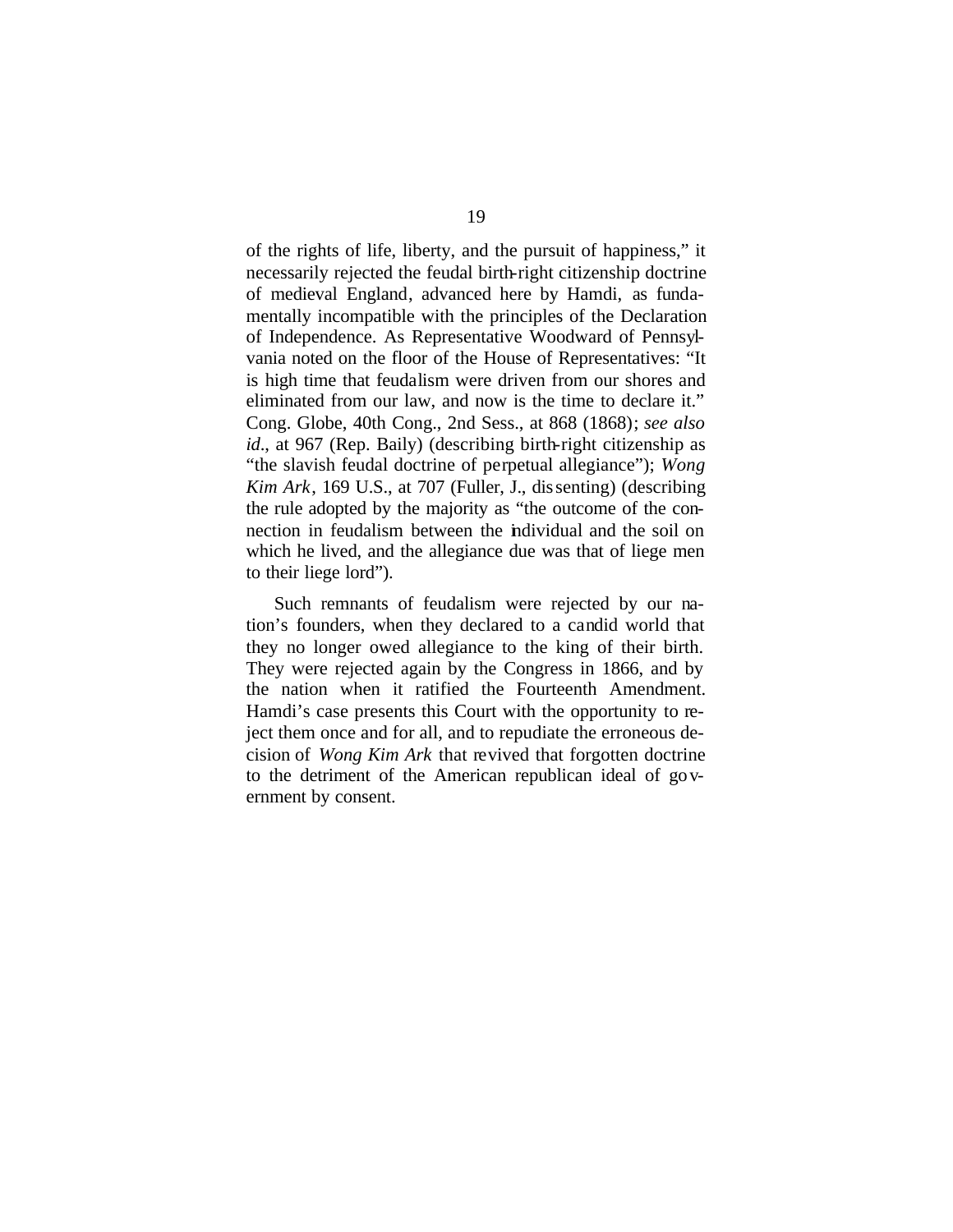of the rights of life, liberty, and the pursuit of happiness," it necessarily rejected the feudal birth-right citizenship doctrine of medieval England, advanced here by Hamdi, as fundamentally incompatible with the principles of the Declaration of Independence. As Representative Woodward of Pennsylvania noted on the floor of the House of Representatives: "It is high time that feudalism were driven from our shores and eliminated from our law, and now is the time to declare it." Cong. Globe, 40th Cong., 2nd Sess., at 868 (1868); *see also id*., at 967 (Rep. Baily) (describing birth-right citizenship as "the slavish feudal doctrine of perpetual allegiance"); *Wong Kim Ark*, 169 U.S., at 707 (Fuller, J., dissenting) (describing the rule adopted by the majority as "the outcome of the connection in feudalism between the individual and the soil on which he lived, and the allegiance due was that of liege men to their liege lord").

Such remnants of feudalism were rejected by our nation's founders, when they declared to a candid world that they no longer owed allegiance to the king of their birth. They were rejected again by the Congress in 1866, and by the nation when it ratified the Fourteenth Amendment. Hamdi's case presents this Court with the opportunity to reject them once and for all, and to repudiate the erroneous decision of *Wong Kim Ark* that revived that forgotten doctrine to the detriment of the American republican ideal of government by consent.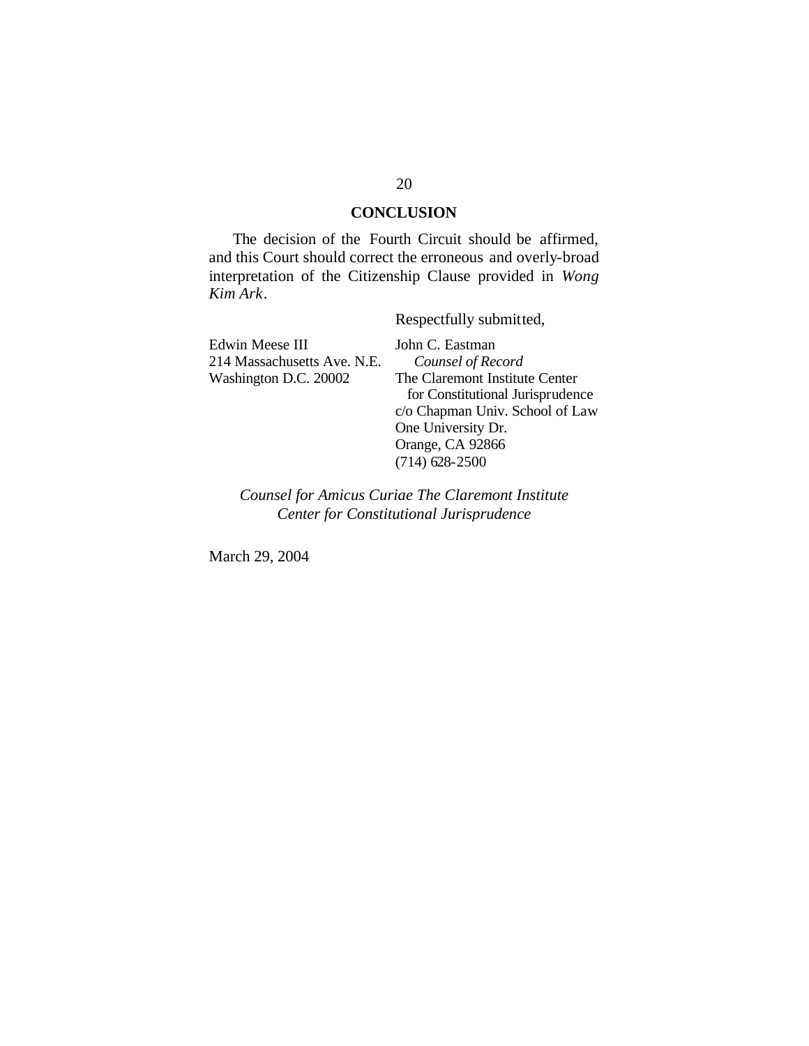## CONCLUSION

The decision of the Fourth Circuit should be affirmed, and this Court should correct the erroneous and overly-broad interpretation of the Citizenship Clause provided in *Wong Kim Ark*.

Respectfully submitted,

| | |
|---|---|
| Edwin Meese III | John C. Eastman |
| 214 Massachusetts Ave. N.E. | *Counsel of Record* |
| Washington D.C. 20002 | The Claremont Institute Center for Constitutional Jurisprudence |
| | c/o Chapman Univ. School of Law |
| | One University Dr. |
| | Orange, CA 92866 |
| | (714) 628-2500 |

*Counsel for Amicus Curiae The Claremont Institute Center for Constitutional Jurisprudence*

March 29, 2004